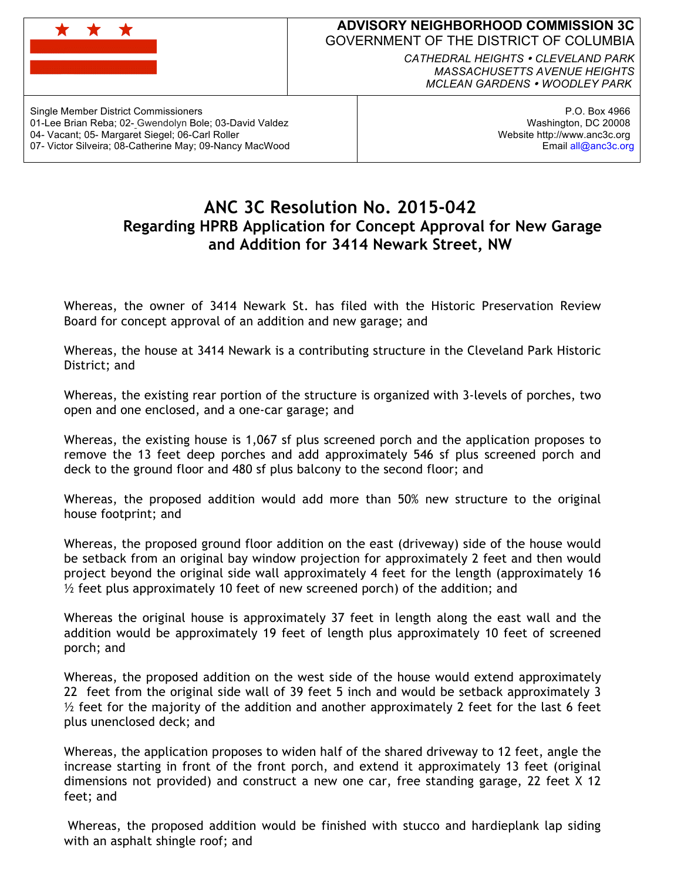**ADVISORY NEIGHBORHOOD COMMISSION 3C**
GOVERNMENT OF THE DISTRICT OF COLUMBIA

*CATHEDRAL HEIGHTS • CLEVELAND PARK*
*MASSACHUSETTS AVENUE HEIGHTS*
*MCLEAN GARDENS • WOODLEY PARK*

Single Member District Commissioners
01-Lee Brian Reba; 02- Gwendolyn Bole; 03-David Valdez
04- Vacant; 05- Margaret Siegel; 06-Carl Roller
07- Victor Silveira; 08-Catherine May; 09-Nancy MacWood

P.O. Box 4966
Washington, DC 20008
Website http://www.anc3c.org
Email all@anc3c.org

# ANC 3C Resolution No. 2015-042

## Regarding HPRB Application for Concept Approval for New Garage and Addition for 3414 Newark Street, NW

Whereas, the owner of 3414 Newark St. has filed with the Historic Preservation Review Board for concept approval of an addition and new garage; and

Whereas, the house at 3414 Newark is a contributing structure in the Cleveland Park Historic District; and

Whereas, the existing rear portion of the structure is organized with 3-levels of porches, two open and one enclosed, and a one-car garage; and

Whereas, the existing house is 1,067 sf plus screened porch and the application proposes to remove the 13 feet deep porches and add approximately 546 sf plus screened porch and deck to the ground floor and 480 sf plus balcony to the second floor; and

Whereas, the proposed addition would add more than 50% new structure to the original house footprint; and

Whereas, the proposed ground floor addition on the east (driveway) side of the house would be setback from an original bay window projection for approximately 2 feet and then would project beyond the original side wall approximately 4 feet for the length (approximately 16 ½ feet plus approximately 10 feet of new screened porch) of the addition; and

Whereas the original house is approximately 37 feet in length along the east wall and the addition would be approximately 19 feet of length plus approximately 10 feet of screened porch; and

Whereas, the proposed addition on the west side of the house would extend approximately 22 feet from the original side wall of 39 feet 5 inch and would be setback approximately 3 ½ feet for the majority of the addition and another approximately 2 feet for the last 6 feet plus unenclosed deck; and

Whereas, the application proposes to widen half of the shared driveway to 12 feet, angle the increase starting in front of the front porch, and extend it approximately 13 feet (original dimensions not provided) and construct a new one car, free standing garage, 22 feet X 12 feet; and

Whereas, the proposed addition would be finished with stucco and hardieplank lap siding with an asphalt shingle roof; and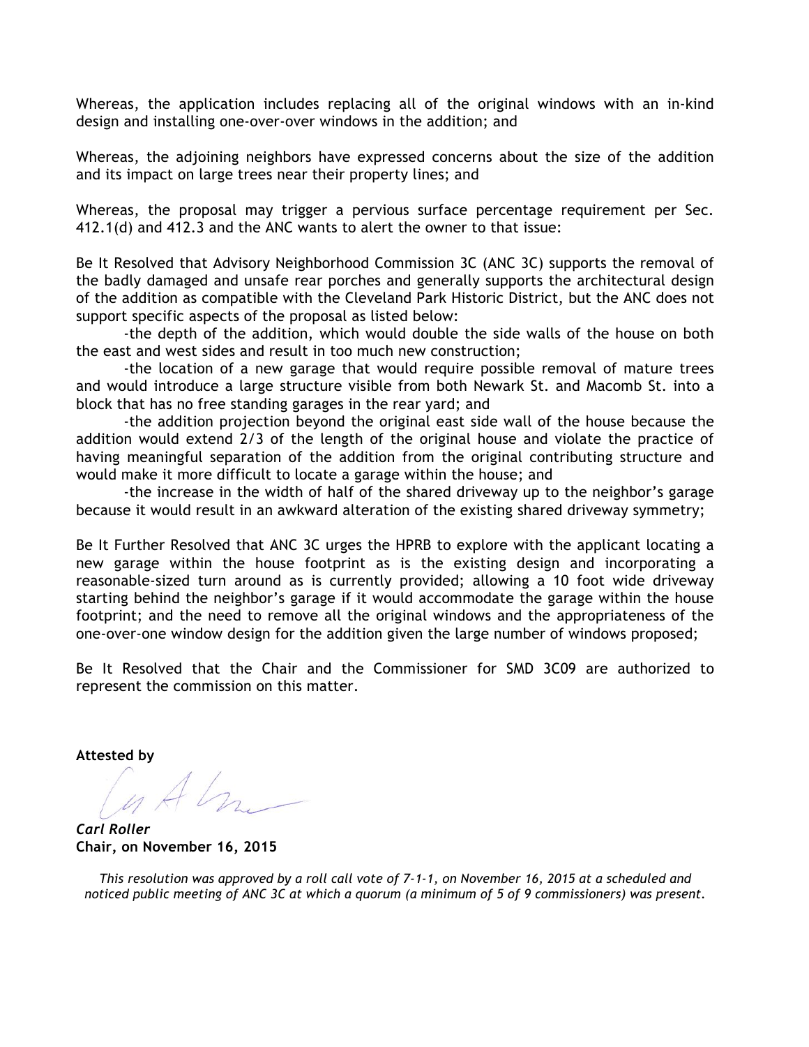Whereas, the application includes replacing all of the original windows with an in-kind design and installing one-over-over windows in the addition; and

Whereas, the adjoining neighbors have expressed concerns about the size of the addition and its impact on large trees near their property lines; and

Whereas, the proposal may trigger a pervious surface percentage requirement per Sec. 412.1(d) and 412.3 and the ANC wants to alert the owner to that issue:

Be It Resolved that Advisory Neighborhood Commission 3C (ANC 3C) supports the removal of the badly damaged and unsafe rear porches and generally supports the architectural design of the addition as compatible with the Cleveland Park Historic District, but the ANC does not support specific aspects of the proposal as listed below:

-the depth of the addition, which would double the side walls of the house on both the east and west sides and result in too much new construction;

-the location of a new garage that would require possible removal of mature trees and would introduce a large structure visible from both Newark St. and Macomb St. into a block that has no free standing garages in the rear yard; and

-the addition projection beyond the original east side wall of the house because the addition would extend 2/3 of the length of the original house and violate the practice of having meaningful separation of the addition from the original contributing structure and would make it more difficult to locate a garage within the house; and

-the increase in the width of half of the shared driveway up to the neighbor's garage because it would result in an awkward alteration of the existing shared driveway symmetry;

Be It Further Resolved that ANC 3C urges the HPRB to explore with the applicant locating a new garage within the house footprint as is the existing design and incorporating a reasonable-sized turn around as is currently provided; allowing a 10 foot wide driveway starting behind the neighbor's garage if it would accommodate the garage within the house footprint; and the need to remove all the original windows and the appropriateness of the one-over-one window design for the addition given the large number of windows proposed;

Be It Resolved that the Chair and the Commissioner for SMD 3C09 are authorized to represent the commission on this matter.

**Attested by**

***Carl Roller***
**Chair, on November 16, 2015**

*This resolution was approved by a roll call vote of 7-1-1, on November 16, 2015 at a scheduled and noticed public meeting of ANC 3C at which a quorum (a minimum of 5 of 9 commissioners) was present.*